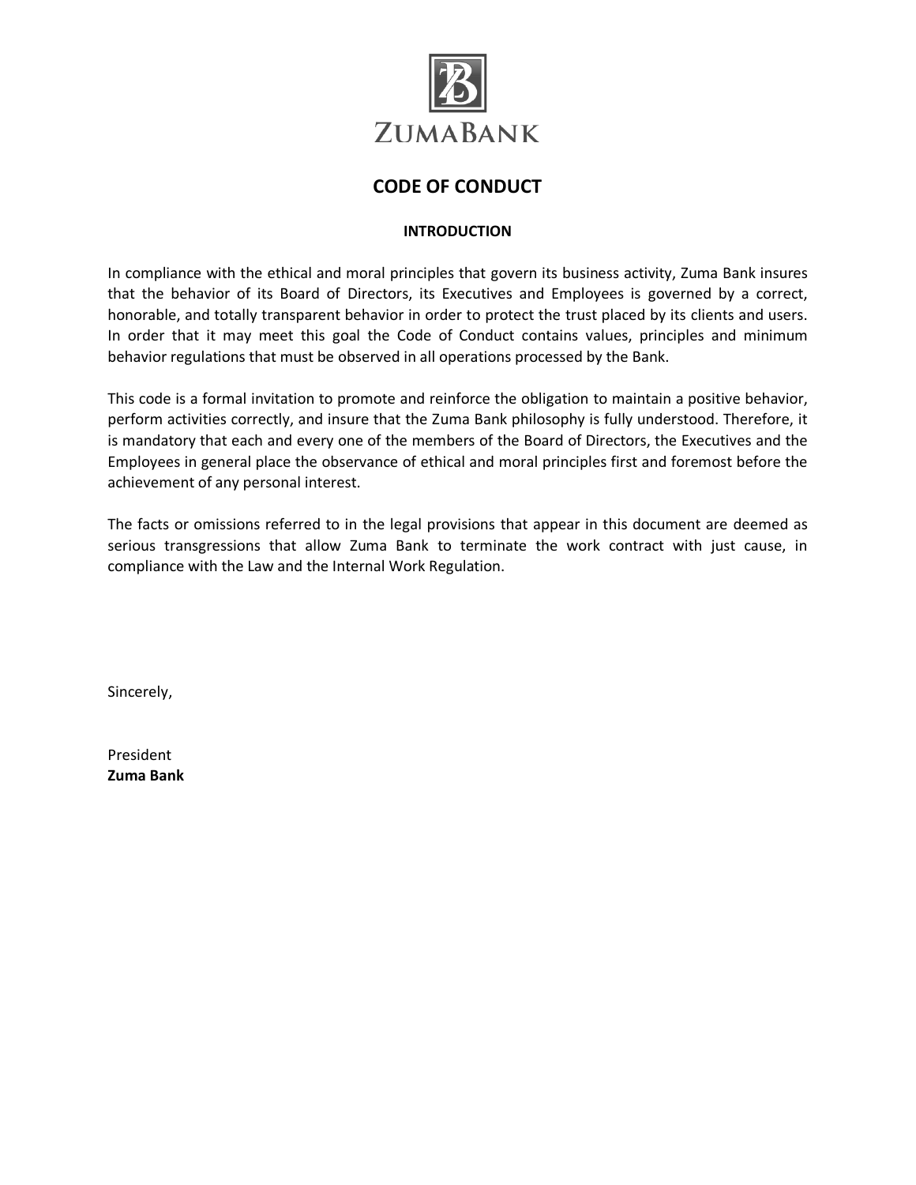ZUMABANK

# CODE OF CONDUCT

## INTRODUCTION

In compliance with the ethical and moral principles that govern its business activity, Zuma Bank insures that the behavior of its Board of Directors, its Executives and Employees is governed by a correct, honorable, and totally transparent behavior in order to protect the trust placed by its clients and users. In order that it may meet this goal the Code of Conduct contains values, principles and minimum behavior regulations that must be observed in all operations processed by the Bank.

This code is a formal invitation to promote and reinforce the obligation to maintain a positive behavior, perform activities correctly, and insure that the Zuma Bank philosophy is fully understood. Therefore, it is mandatory that each and every one of the members of the Board of Directors, the Executives and the Employees in general place the observance of ethical and moral principles first and foremost before the achievement of any personal interest.

The facts or omissions referred to in the legal provisions that appear in this document are deemed as serious transgressions that allow Zuma Bank to terminate the work contract with just cause, in compliance with the Law and the Internal Work Regulation.

Sincerely,

President
**Zuma Bank**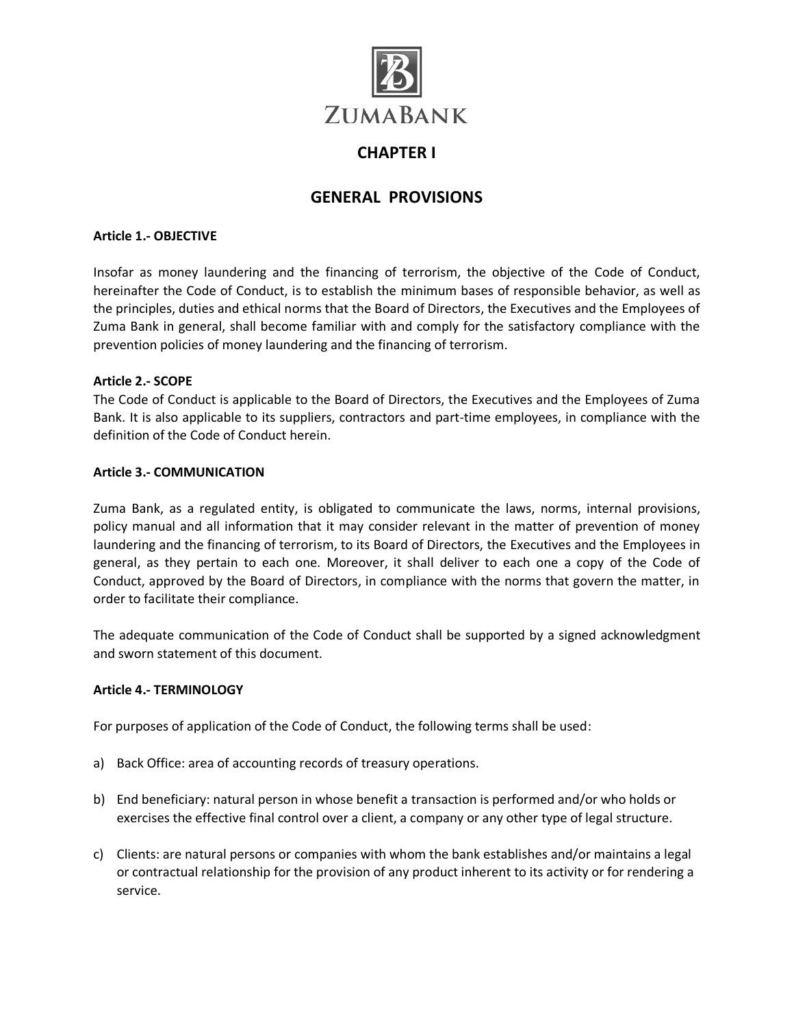# CHAPTER I

## GENERAL PROVISIONS

**Article 1.- OBJECTIVE**

Insofar as money laundering and the financing of terrorism, the objective of the Code of Conduct, hereinafter the Code of Conduct, is to establish the minimum bases of responsible behavior, as well as the principles, duties and ethical norms that the Board of Directors, the Executives and the Employees of Zuma Bank in general, shall become familiar with and comply for the satisfactory compliance with the prevention policies of money laundering and the financing of terrorism.

**Article 2.- SCOPE**

The Code of Conduct is applicable to the Board of Directors, the Executives and the Employees of Zuma Bank. It is also applicable to its suppliers, contractors and part-time employees, in compliance with the definition of the Code of Conduct herein.

**Article 3.- COMMUNICATION**

Zuma Bank, as a regulated entity, is obligated to communicate the laws, norms, internal provisions, policy manual and all information that it may consider relevant in the matter of prevention of money laundering and the financing of terrorism, to its Board of Directors, the Executives and the Employees in general, as they pertain to each one. Moreover, it shall deliver to each one a copy of the Code of Conduct, approved by the Board of Directors, in compliance with the norms that govern the matter, in order to facilitate their compliance.

The adequate communication of the Code of Conduct shall be supported by a signed acknowledgment and sworn statement of this document.

**Article 4.- TERMINOLOGY**

For purposes of application of the Code of Conduct, the following terms shall be used:

a) Back Office: area of accounting records of treasury operations.

b) End beneficiary: natural person in whose benefit a transaction is performed and/or who holds or exercises the effective final control over a client, a company or any other type of legal structure.

c) Clients: are natural persons or companies with whom the bank establishes and/or maintains a legal or contractual relationship for the provision of any product inherent to its activity or for rendering a service.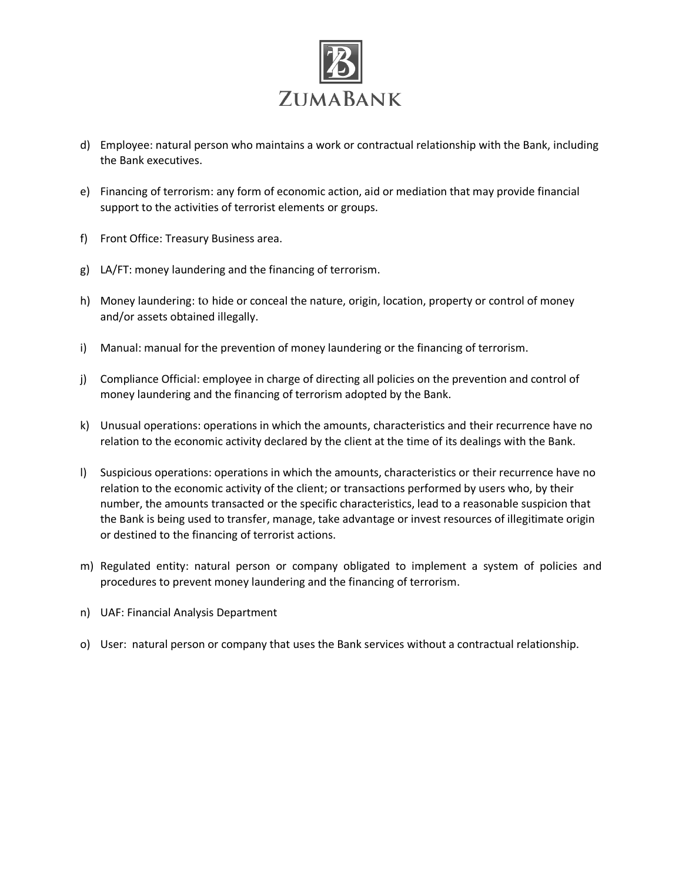d) Employee: natural person who maintains a work or contractual relationship with the Bank, including the Bank executives.

e) Financing of terrorism: any form of economic action, aid or mediation that may provide financial support to the activities of terrorist elements or groups.

f) Front Office: Treasury Business area.

g) LA/FT: money laundering and the financing of terrorism.

h) Money laundering: to hide or conceal the nature, origin, location, property or control of money and/or assets obtained illegally.

i) Manual: manual for the prevention of money laundering or the financing of terrorism.

j) Compliance Official: employee in charge of directing all policies on the prevention and control of money laundering and the financing of terrorism adopted by the Bank.

k) Unusual operations: operations in which the amounts, characteristics and their recurrence have no relation to the economic activity declared by the client at the time of its dealings with the Bank.

l) Suspicious operations: operations in which the amounts, characteristics or their recurrence have no relation to the economic activity of the client; or transactions performed by users who, by their number, the amounts transacted or the specific characteristics, lead to a reasonable suspicion that the Bank is being used to transfer, manage, take advantage or invest resources of illegitimate origin or destined to the financing of terrorist actions.

m) Regulated entity: natural person or company obligated to implement a system of policies and procedures to prevent money laundering and the financing of terrorism.

n) UAF: Financial Analysis Department

o) User: natural person or company that uses the Bank services without a contractual relationship.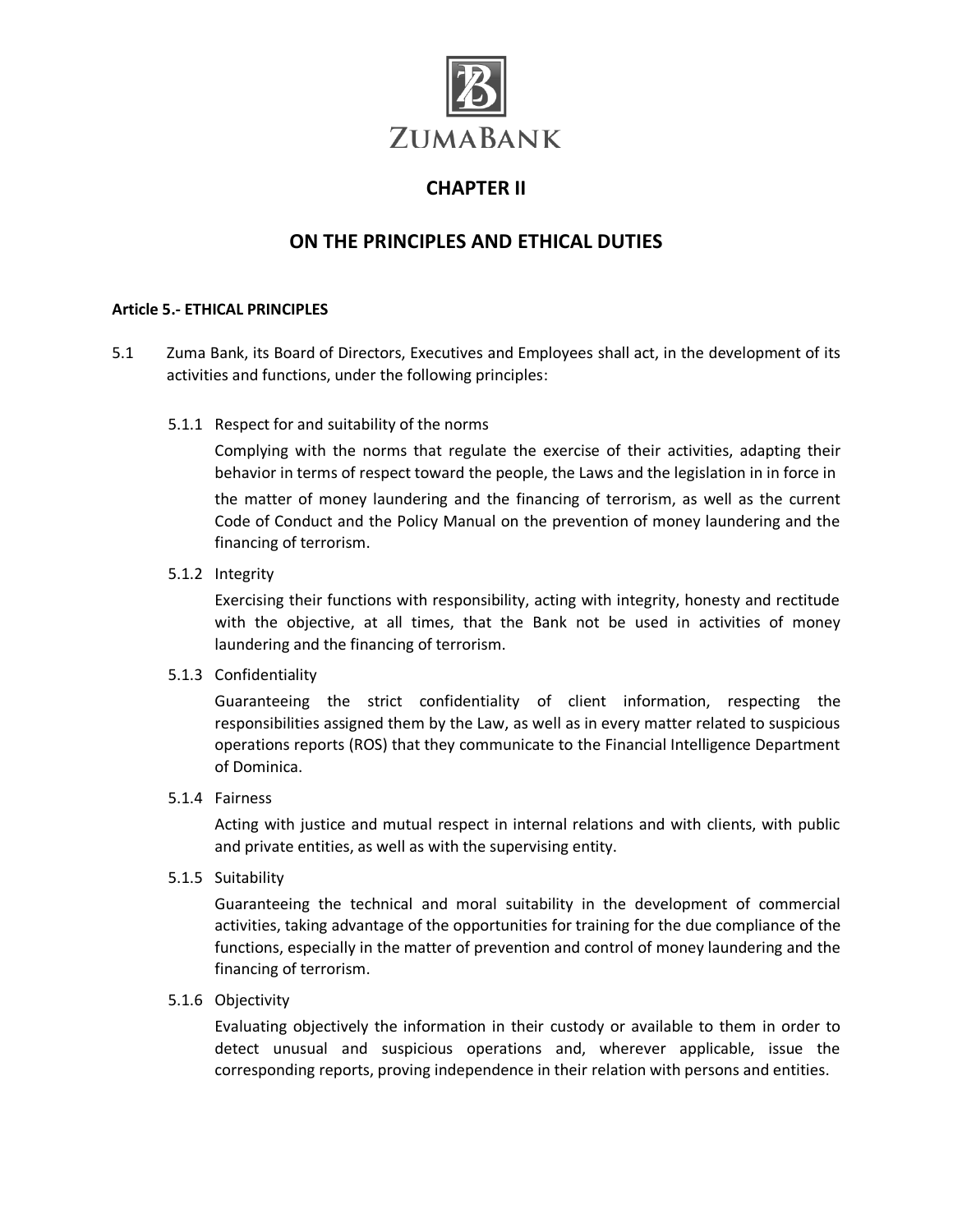# CHAPTER II

## ON THE PRINCIPLES AND ETHICAL DUTIES

**Article 5.- ETHICAL PRINCIPLES**

5.1 Zuma Bank, its Board of Directors, Executives and Employees shall act, in the development of its activities and functions, under the following principles:

5.1.1 Respect for and suitability of the norms

Complying with the norms that regulate the exercise of their activities, adapting their behavior in terms of respect toward the people, the Laws and the legislation in in force in the matter of money laundering and the financing of terrorism, as well as the current Code of Conduct and the Policy Manual on the prevention of money laundering and the financing of terrorism.

5.1.2 Integrity

Exercising their functions with responsibility, acting with integrity, honesty and rectitude with the objective, at all times, that the Bank not be used in activities of money laundering and the financing of terrorism.

5.1.3 Confidentiality

Guaranteeing the strict confidentiality of client information, respecting the responsibilities assigned them by the Law, as well as in every matter related to suspicious operations reports (ROS) that they communicate to the Financial Intelligence Department of Dominica.

5.1.4 Fairness

Acting with justice and mutual respect in internal relations and with clients, with public and private entities, as well as with the supervising entity.

5.1.5 Suitability

Guaranteeing the technical and moral suitability in the development of commercial activities, taking advantage of the opportunities for training for the due compliance of the functions, especially in the matter of prevention and control of money laundering and the financing of terrorism.

5.1.6 Objectivity

Evaluating objectively the information in their custody or available to them in order to detect unusual and suspicious operations and, wherever applicable, issue the corresponding reports, proving independence in their relation with persons and entities.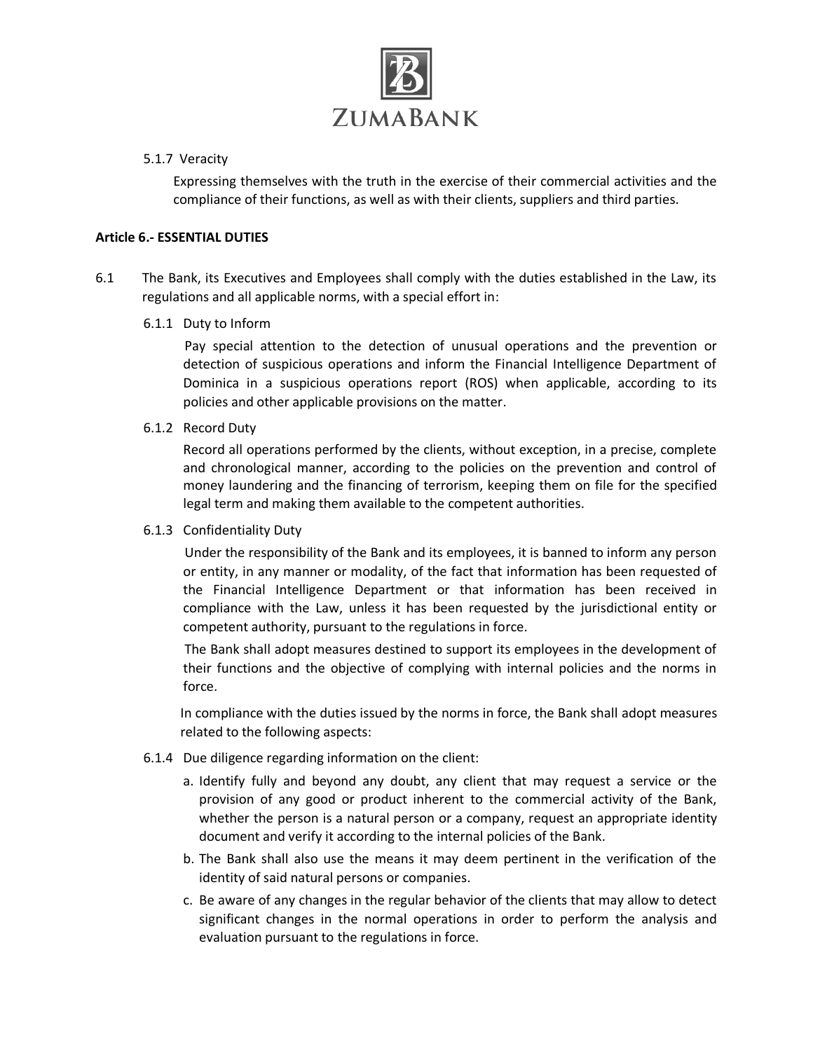5.1.7 Veracity

Expressing themselves with the truth in the exercise of their commercial activities and the compliance of their functions, as well as with their clients, suppliers and third parties.

**Article 6.- ESSENTIAL DUTIES**

6.1 The Bank, its Executives and Employees shall comply with the duties established in the Law, its regulations and all applicable norms, with a special effort in:

6.1.1 Duty to Inform

Pay special attention to the detection of unusual operations and the prevention or detection of suspicious operations and inform the Financial Intelligence Department of Dominica in a suspicious operations report (ROS) when applicable, according to its policies and other applicable provisions on the matter.

6.1.2 Record Duty

Record all operations performed by the clients, without exception, in a precise, complete and chronological manner, according to the policies on the prevention and control of money laundering and the financing of terrorism, keeping them on file for the specified legal term and making them available to the competent authorities.

6.1.3 Confidentiality Duty

Under the responsibility of the Bank and its employees, it is banned to inform any person or entity, in any manner or modality, of the fact that information has been requested of the Financial Intelligence Department or that information has been received in compliance with the Law, unless it has been requested by the jurisdictional entity or competent authority, pursuant to the regulations in force.

The Bank shall adopt measures destined to support its employees in the development of their functions and the objective of complying with internal policies and the norms in force.

In compliance with the duties issued by the norms in force, the Bank shall adopt measures related to the following aspects:

6.1.4 Due diligence regarding information on the client:

a. Identify fully and beyond any doubt, any client that may request a service or the provision of any good or product inherent to the commercial activity of the Bank, whether the person is a natural person or a company, request an appropriate identity document and verify it according to the internal policies of the Bank.
b. The Bank shall also use the means it may deem pertinent in the verification of the identity of said natural persons or companies.
c. Be aware of any changes in the regular behavior of the clients that may allow to detect significant changes in the normal operations in order to perform the analysis and evaluation pursuant to the regulations in force.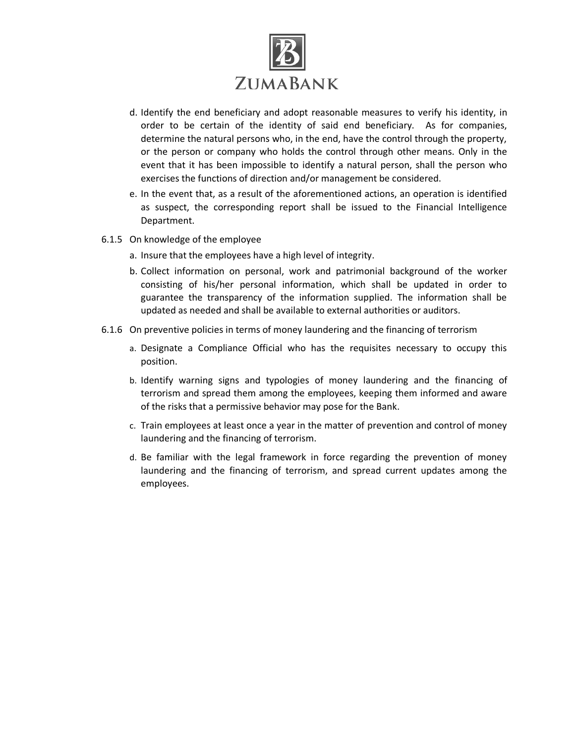d. Identify the end beneficiary and adopt reasonable measures to verify his identity, in order to be certain of the identity of said end beneficiary. As for companies, determine the natural persons who, in the end, have the control through the property, or the person or company who holds the control through other means. Only in the event that it has been impossible to identify a natural person, shall the person who exercises the functions of direction and/or management be considered.

e. In the event that, as a result of the aforementioned actions, an operation is identified as suspect, the corresponding report shall be issued to the Financial Intelligence Department.

6.1.5 On knowledge of the employee

a. Insure that the employees have a high level of integrity.

b. Collect information on personal, work and patrimonial background of the worker consisting of his/her personal information, which shall be updated in order to guarantee the transparency of the information supplied. The information shall be updated as needed and shall be available to external authorities or auditors.

6.1.6 On preventive policies in terms of money laundering and the financing of terrorism

a. Designate a Compliance Official who has the requisites necessary to occupy this position.

b. Identify warning signs and typologies of money laundering and the financing of terrorism and spread them among the employees, keeping them informed and aware of the risks that a permissive behavior may pose for the Bank.

c. Train employees at least once a year in the matter of prevention and control of money laundering and the financing of terrorism.

d. Be familiar with the legal framework in force regarding the prevention of money laundering and the financing of terrorism, and spread current updates among the employees.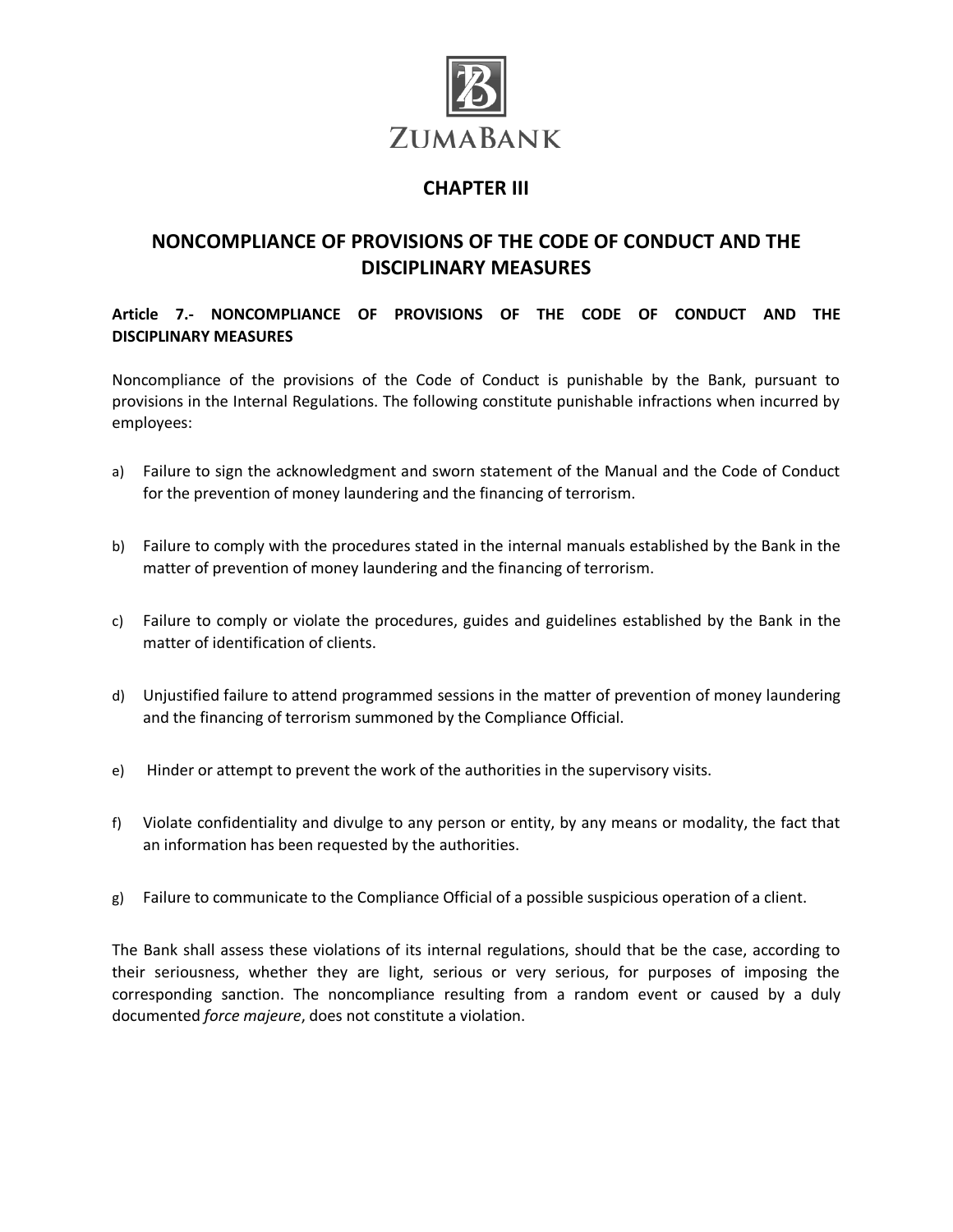ZUMABANK

# CHAPTER III

# NONCOMPLIANCE OF PROVISIONS OF THE CODE OF CONDUCT AND THE DISCIPLINARY MEASURES

## Article 7.- NONCOMPLIANCE OF PROVISIONS OF THE CODE OF CONDUCT AND THE DISCIPLINARY MEASURES

Noncompliance of the provisions of the Code of Conduct is punishable by the Bank, pursuant to provisions in the Internal Regulations. The following constitute punishable infractions when incurred by employees:

a) Failure to sign the acknowledgment and sworn statement of the Manual and the Code of Conduct for the prevention of money laundering and the financing of terrorism.

b) Failure to comply with the procedures stated in the internal manuals established by the Bank in the matter of prevention of money laundering and the financing of terrorism.

c) Failure to comply or violate the procedures, guides and guidelines established by the Bank in the matter of identification of clients.

d) Unjustified failure to attend programmed sessions in the matter of prevention of money laundering and the financing of terrorism summoned by the Compliance Official.

e) Hinder or attempt to prevent the work of the authorities in the supervisory visits.

f) Violate confidentiality and divulge to any person or entity, by any means or modality, the fact that an information has been requested by the authorities.

g) Failure to communicate to the Compliance Official of a possible suspicious operation of a client.

The Bank shall assess these violations of its internal regulations, should that be the case, according to their seriousness, whether they are light, serious or very serious, for purposes of imposing the corresponding sanction. The noncompliance resulting from a random event or caused by a duly documented *force majeure*, does not constitute a violation.